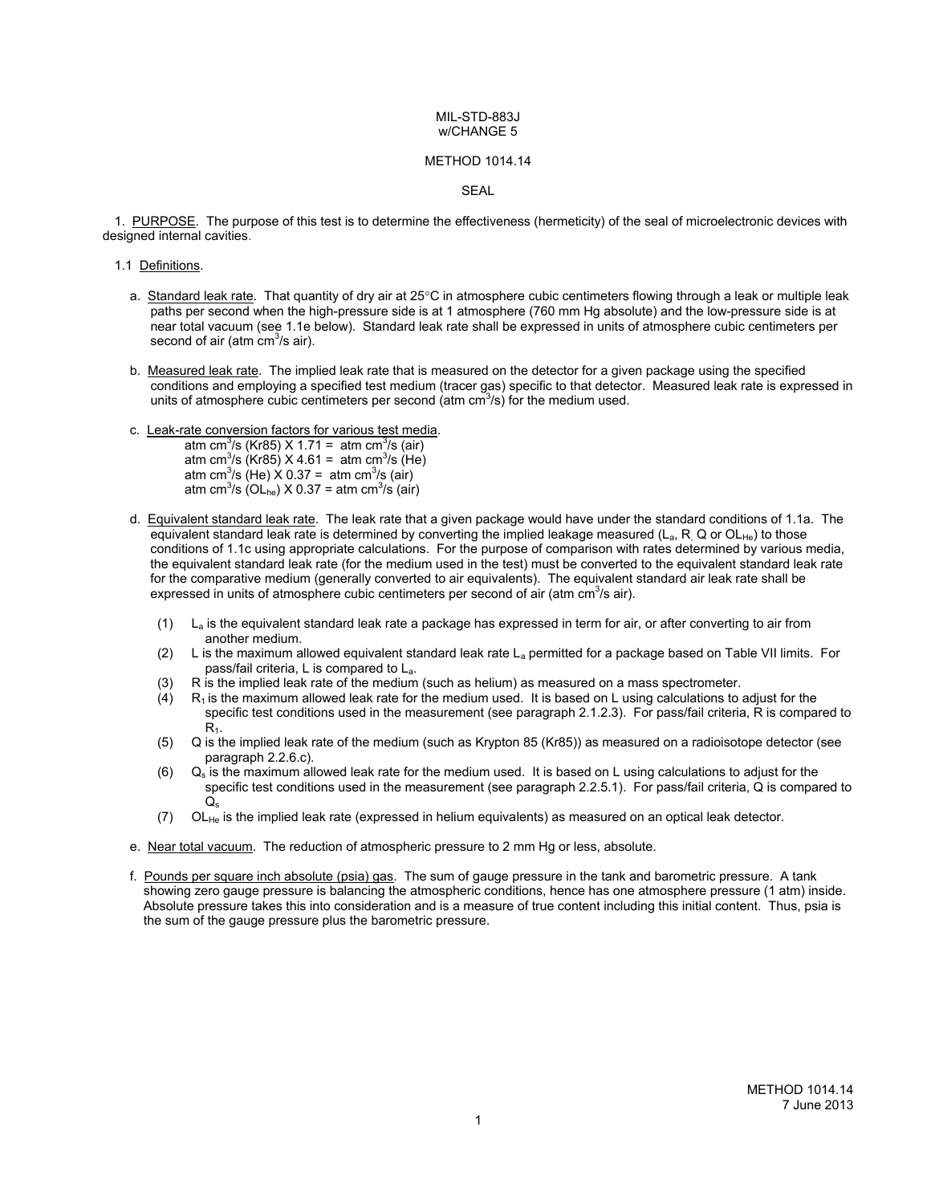MIL-STD-883J
w/CHANGE 5

# METHOD 1014.14

## SEAL

1. PURPOSE. The purpose of this test is to determine the effectiveness (hermeticity) of the seal of microelectronic devices with designed internal cavities.

1.1 Definitions.

a. Standard leak rate. That quantity of dry air at 25°C in atmosphere cubic centimeters flowing through a leak or multiple leak paths per second when the high-pressure side is at 1 atmosphere (760 mm Hg absolute) and the low-pressure side is at near total vacuum (see 1.1e below). Standard leak rate shall be expressed in units of atmosphere cubic centimeters per second of air (atm $cm^3$/s air).

b. Measured leak rate. The implied leak rate that is measured on the detector for a given package using the specified conditions and employing a specified test medium (tracer gas) specific to that detector. Measured leak rate is expressed in units of atmosphere cubic centimeters per second (atm $cm^3$/s) for the medium used.

c. Leak-rate conversion factors for various test media.
atm $cm^3$/s (Kr85) X 1.71 = atm $cm^3$/s (air)
atm $cm^3$/s (Kr85) X 4.61 = atm $cm^3$/s (He)
atm $cm^3$/s (He) X 0.37 = atm $cm^3$/s (air)
atm $cm^3$/s ($OL_{he}$) X 0.37 = atm $cm^3$/s (air)

d. Equivalent standard leak rate. The leak rate that a given package would have under the standard conditions of 1.1a. The equivalent standard leak rate is determined by converting the implied leakage measured ($L_a$, R, Q or $OL_{He}$) to those conditions of 1.1c using appropriate calculations. For the purpose of comparison with rates determined by various media, the equivalent standard leak rate (for the medium used in the test) must be converted to the equivalent standard leak rate for the comparative medium (generally converted to air equivalents). The equivalent standard air leak rate shall be expressed in units of atmosphere cubic centimeters per second of air (atm $cm^3$/s air).

(1) $L_a$ is the equivalent standard leak rate a package has expressed in term for air, or after converting to air from another medium.
(2) L is the maximum allowed equivalent standard leak rate $L_a$ permitted for a package based on Table VII limits. For pass/fail criteria, L is compared to $L_a$.
(3) R is the implied leak rate of the medium (such as helium) as measured on a mass spectrometer.
(4) $R_1$ is the maximum allowed leak rate for the medium used. It is based on L using calculations to adjust for the specific test conditions used in the measurement (see paragraph 2.1.2.3). For pass/fail criteria, R is compared to $R_1$.
(5) Q is the implied leak rate of the medium (such as Krypton 85 (Kr85)) as measured on a radioisotope detector (see paragraph 2.2.6.c).
(6) $Q_s$ is the maximum allowed leak rate for the medium used. It is based on L using calculations to adjust for the specific test conditions used in the measurement (see paragraph 2.2.5.1). For pass/fail criteria, Q is compared to $Q_s$
(7) $OL_{He}$ is the implied leak rate (expressed in helium equivalents) as measured on an optical leak detector.

e. Near total vacuum. The reduction of atmospheric pressure to 2 mm Hg or less, absolute.

f. Pounds per square inch absolute (psia) gas. The sum of gauge pressure in the tank and barometric pressure. A tank showing zero gauge pressure is balancing the atmospheric conditions, hence has one atmosphere pressure (1 atm) inside. Absolute pressure takes this into consideration and is a measure of true content including this initial content. Thus, psia is the sum of the gauge pressure plus the barometric pressure.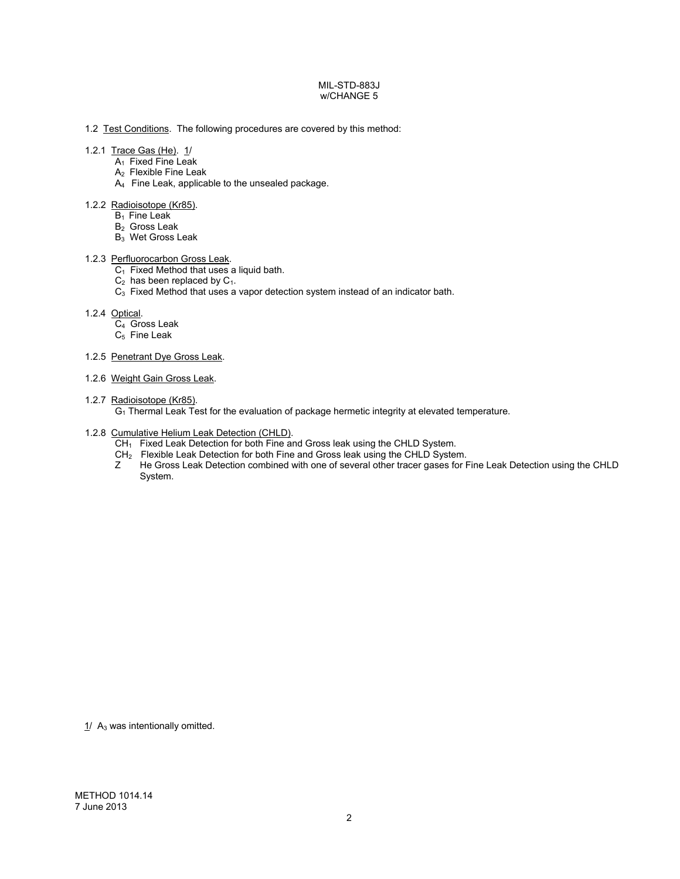1.2 Test Conditions. The following procedures are covered by this method:

1.2.1 Trace Gas (He). 1/

- $A_1$ Fixed Fine Leak
- $A_2$ Flexible Fine Leak
- $A_4$ Fine Leak, applicable to the unsealed package.

1.2.2 Radioisotope (Kr85).

- $B_1$ Fine Leak
- $B_2$ Gross Leak
- $B_3$ Wet Gross Leak

1.2.3 Perfluorocarbon Gross Leak.

- $C_1$ Fixed Method that uses a liquid bath.
- $C_2$ has been replaced by $C_1$.
- $C_3$ Fixed Method that uses a vapor detection system instead of an indicator bath.

1.2.4 Optical.

- $C_4$ Gross Leak
- $C_5$ Fine Leak

1.2.5 Penetrant Dye Gross Leak.

1.2.6 Weight Gain Gross Leak.

1.2.7 Radioisotope (Kr85).

- $G_1$ Thermal Leak Test for the evaluation of package hermetic integrity at elevated temperature.

1.2.8 Cumulative Helium Leak Detection (CHLD).

- $CH_1$ Fixed Leak Detection for both Fine and Gross leak using the CHLD System.
- $CH_2$ Flexible Leak Detection for both Fine and Gross leak using the CHLD System.
- Z He Gross Leak Detection combined with one of several other tracer gases for Fine Leak Detection using the CHLD System.

1/ $A_3$ was intentionally omitted.

METHOD 1014.14
7 June 2013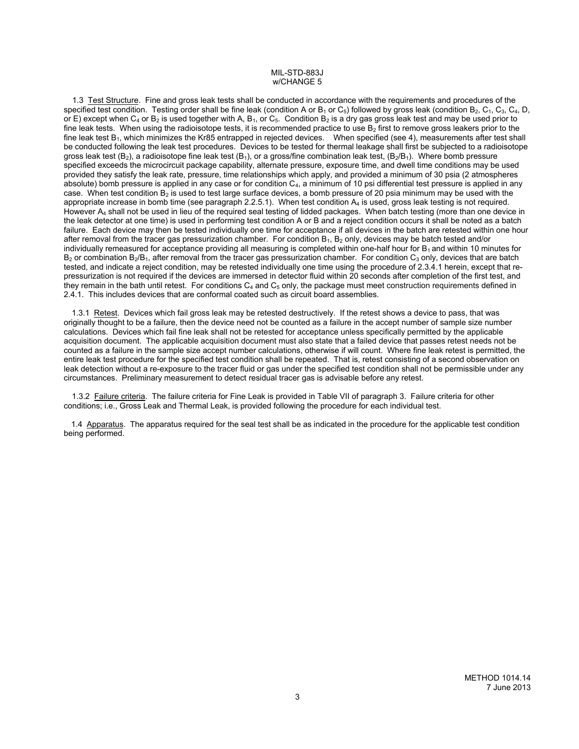1.3 Test Structure. Fine and gross leak tests shall be conducted in accordance with the requirements and procedures of the specified test condition. Testing order shall be fine leak (condition A or $B_1$ or $C_5$) followed by gross leak (condition $B_2$, $C_1$, $C_3$, $C_4$, D, or E) except when $C_4$ or $B_2$ is used together with A, $B_1$, or $C_5$. Condition $B_2$ is a dry gas gross leak test and may be used prior to fine leak tests. When using the radioisotope tests, it is recommended practice to use $B_2$ first to remove gross leakers prior to the fine leak test $B_1$, which minimizes the Kr85 entrapped in rejected devices. When specified (see 4), measurements after test shall be conducted following the leak test procedures. Devices to be tested for thermal leakage shall first be subjected to a radioisotope gross leak test ($B_2$), a radioisotope fine leak test ($B_1$), or a gross/fine combination leak test, ($B_2$/$B_1$). Where bomb pressure specified exceeds the microcircuit package capability, alternate pressure, exposure time, and dwell time conditions may be used provided they satisfy the leak rate, pressure, time relationships which apply, and provided a minimum of 30 psia (2 atmospheres absolute) bomb pressure is applied in any case or for condition $C_4$, a minimum of 10 psi differential test pressure is applied in any case. When test condition $B_2$ is used to test large surface devices, a bomb pressure of 20 psia minimum may be used with the appropriate increase in bomb time (see paragraph 2.2.5.1). When test condition $A_4$ is used, gross leak testing is not required. However $A_4$ shall not be used in lieu of the required seal testing of lidded packages. When batch testing (more than one device in the leak detector at one time) is used in performing test condition A or B and a reject condition occurs it shall be noted as a batch failure. Each device may then be tested individually one time for acceptance if all devices in the batch are retested within one hour after removal from the tracer gas pressurization chamber. For condition $B_1$, $B_2$ only, devices may be batch tested and/or individually remeasured for acceptance providing all measuring is completed within one-half hour for $B_1$ and within 10 minutes for $B_2$ or combination $B_2$/$B_1$, after removal from the tracer gas pressurization chamber. For condition $C_3$ only, devices that are batch tested, and indicate a reject condition, may be retested individually one time using the procedure of 2.3.4.1 herein, except that re-pressurization is not required if the devices are immersed in detector fluid within 20 seconds after completion of the first test, and they remain in the bath until retest. For conditions $C_4$ and $C_5$ only, the package must meet construction requirements defined in 2.4.1. This includes devices that are conformal coated such as circuit board assemblies.

1.3.1 Retest. Devices which fail gross leak may be retested destructively. If the retest shows a device to pass, that was originally thought to be a failure, then the device need not be counted as a failure in the accept number of sample size number calculations. Devices which fail fine leak shall not be retested for acceptance unless specifically permitted by the applicable acquisition document. The applicable acquisition document must also state that a failed device that passes retest needs not be counted as a failure in the sample size accept number calculations, otherwise if will count. Where fine leak retest is permitted, the entire leak test procedure for the specified test condition shall be repeated. That is, retest consisting of a second observation on leak detection without a re-exposure to the tracer fluid or gas under the specified test condition shall not be permissible under any circumstances. Preliminary measurement to detect residual tracer gas is advisable before any retest.

1.3.2 Failure criteria. The failure criteria for Fine Leak is provided in Table VII of paragraph 3. Failure criteria for other conditions; i.e., Gross Leak and Thermal Leak, is provided following the procedure for each individual test.

1.4 Apparatus. The apparatus required for the seal test shall be as indicated in the procedure for the applicable test condition being performed.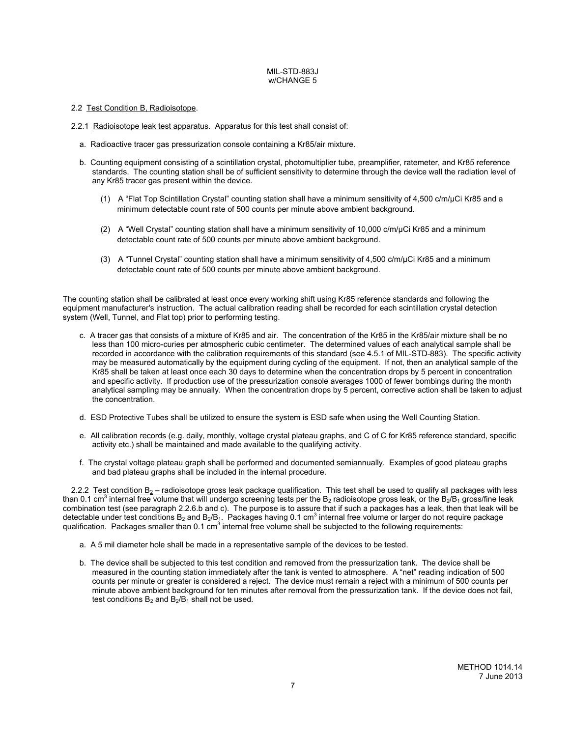2.2 Test Condition B, Radioisotope.

2.2.1 Radioisotope leak test apparatus. Apparatus for this test shall consist of:

a. Radioactive tracer gas pressurization console containing a Kr85/air mixture.

b. Counting equipment consisting of a scintillation crystal, photomultiplier tube, preamplifier, ratemeter, and Kr85 reference standards. The counting station shall be of sufficient sensitivity to determine through the device wall the radiation level of any Kr85 tracer gas present within the device.

   (1) A "Flat Top Scintillation Crystal" counting station shall have a minimum sensitivity of 4,500 c/m/μCi Kr85 and a minimum detectable count rate of 500 counts per minute above ambient background.

   (2) A "Well Crystal" counting station shall have a minimum sensitivity of 10,000 c/m/μCi Kr85 and a minimum detectable count rate of 500 counts per minute above ambient background.

   (3) A "Tunnel Crystal" counting station shall have a minimum sensitivity of 4,500 c/m/μCi Kr85 and a minimum detectable count rate of 500 counts per minute above ambient background.

The counting station shall be calibrated at least once every working shift using Kr85 reference standards and following the equipment manufacturer's instruction. The actual calibration reading shall be recorded for each scintillation crystal detection system (Well, Tunnel, and Flat top) prior to performing testing.

c. A tracer gas that consists of a mixture of Kr85 and air. The concentration of the Kr85 in the Kr85/air mixture shall be no less than 100 micro-curies per atmospheric cubic centimeter. The determined values of each analytical sample shall be recorded in accordance with the calibration requirements of this standard (see 4.5.1 of MIL-STD-883). The specific activity may be measured automatically by the equipment during cycling of the equipment. If not, then an analytical sample of the Kr85 shall be taken at least once each 30 days to determine when the concentration drops by 5 percent in concentration and specific activity. If production use of the pressurization console averages 1000 of fewer bombings during the month analytical sampling may be annually. When the concentration drops by 5 percent, corrective action shall be taken to adjust the concentration.

d. ESD Protective Tubes shall be utilized to ensure the system is ESD safe when using the Well Counting Station.

e. All calibration records (e.g. daily, monthly, voltage crystal plateau graphs, and C of C for Kr85 reference standard, specific activity etc.) shall be maintained and made available to the qualifying activity.

f. The crystal voltage plateau graph shall be performed and documented semiannually. Examples of good plateau graphs and bad plateau graphs shall be included in the internal procedure.

2.2.2 Test condition $B_2$ – radioisotope gross leak package qualification. This test shall be used to qualify all packages with less than 0.1 $cm^3$ internal free volume that will undergo screening tests per the $B_2$ radioisotope gross leak, or the $B_2/B_1$ gross/fine leak combination test (see paragraph 2.2.6.b and c). The purpose is to assure that if such a packages has a leak, then that leak will be detectable under test conditions $B_2$ and $B_2/B_1$. Packages having 0.1 $cm^3$ internal free volume or larger do not require package qualification. Packages smaller than 0.1 $cm^3$ internal free volume shall be subjected to the following requirements:

a. A 5 mil diameter hole shall be made in a representative sample of the devices to be tested.

b. The device shall be subjected to this test condition and removed from the pressurization tank. The device shall be measured in the counting station immediately after the tank is vented to atmosphere. A "net" reading indication of 500 counts per minute or greater is considered a reject. The device must remain a reject with a minimum of 500 counts per minute above ambient background for ten minutes after removal from the pressurization tank. If the device does not fail, test conditions $B_2$ and $B_2/B_1$ shall not be used.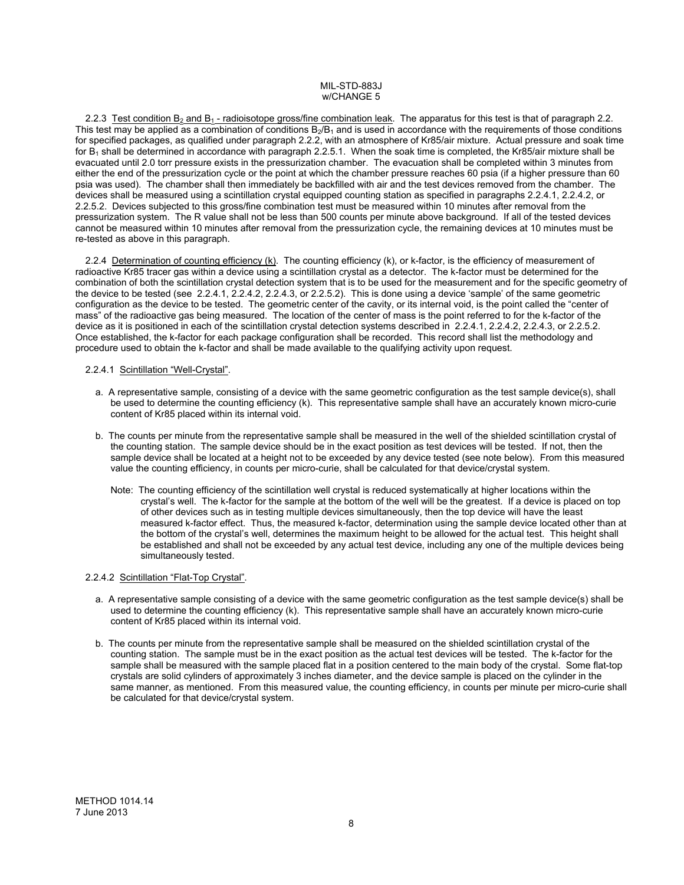2.2.3 Test condition $B_2$ and $B_1$ - radioisotope gross/fine combination leak. The apparatus for this test is that of paragraph 2.2. This test may be applied as a combination of conditions $B_2/B_1$ and is used in accordance with the requirements of those conditions for specified packages, as qualified under paragraph 2.2.2, with an atmosphere of Kr85/air mixture. Actual pressure and soak time for $B_1$ shall be determined in accordance with paragraph 2.2.5.1. When the soak time is completed, the Kr85/air mixture shall be evacuated until 2.0 torr pressure exists in the pressurization chamber. The evacuation shall be completed within 3 minutes from either the end of the pressurization cycle or the point at which the chamber pressure reaches 60 psia (if a higher pressure than 60 psia was used). The chamber shall then immediately be backfilled with air and the test devices removed from the chamber. The devices shall be measured using a scintillation crystal equipped counting station as specified in paragraphs 2.2.4.1, 2.2.4.2, or 2.2.5.2. Devices subjected to this gross/fine combination test must be measured within 10 minutes after removal from the pressurization system. The R value shall not be less than 500 counts per minute above background. If all of the tested devices cannot be measured within 10 minutes after removal from the pressurization cycle, the remaining devices at 10 minutes must be re-tested as above in this paragraph.

2.2.4 Determination of counting efficiency (k). The counting efficiency (k), or k-factor, is the efficiency of measurement of radioactive Kr85 tracer gas within a device using a scintillation crystal as a detector. The k-factor must be determined for the combination of both the scintillation crystal detection system that is to be used for the measurement and for the specific geometry of the device to be tested (see 2.2.4.1, 2.2.4.2, 2.2.4.3, or 2.2.5.2). This is done using a device 'sample' of the same geometric configuration as the device to be tested. The geometric center of the cavity, or its internal void, is the point called the "center of mass" of the radioactive gas being measured. The location of the center of mass is the point referred to for the k-factor of the device as it is positioned in each of the scintillation crystal detection systems described in 2.2.4.1, 2.2.4.2, 2.2.4.3, or 2.2.5.2. Once established, the k-factor for each package configuration shall be recorded. This record shall list the methodology and procedure used to obtain the k-factor and shall be made available to the qualifying activity upon request.

2.2.4.1 Scintillation "Well-Crystal".

a. A representative sample, consisting of a device with the same geometric configuration as the test sample device(s), shall be used to determine the counting efficiency (k). This representative sample shall have an accurately known micro-curie content of Kr85 placed within its internal void.

b. The counts per minute from the representative sample shall be measured in the well of the shielded scintillation crystal of the counting station. The sample device should be in the exact position as test devices will be tested. If not, then the sample device shall be located at a height not to be exceeded by any device tested (see note below). From this measured value the counting efficiency, in counts per micro-curie, shall be calculated for that device/crystal system.

Note: The counting efficiency of the scintillation well crystal is reduced systematically at higher locations within the crystal's well. The k-factor for the sample at the bottom of the well will be the greatest. If a device is placed on top of other devices such as in testing multiple devices simultaneously, then the top device will have the least measured k-factor effect. Thus, the measured k-factor, determination using the sample device located other than at the bottom of the crystal's well, determines the maximum height to be allowed for the actual test. This height shall be established and shall not be exceeded by any actual test device, including any one of the multiple devices being simultaneously tested.

2.2.4.2 Scintillation "Flat-Top Crystal".

a. A representative sample consisting of a device with the same geometric configuration as the test sample device(s) shall be used to determine the counting efficiency (k). This representative sample shall have an accurately known micro-curie content of Kr85 placed within its internal void.

b. The counts per minute from the representative sample shall be measured on the shielded scintillation crystal of the counting station. The sample must be in the exact position as the actual test devices will be tested. The k-factor for the sample shall be measured with the sample placed flat in a position centered to the main body of the crystal. Some flat-top crystals are solid cylinders of approximately 3 inches diameter, and the device sample is placed on the cylinder in the same manner, as mentioned. From this measured value, the counting efficiency, in counts per minute per micro-curie shall be calculated for that device/crystal system.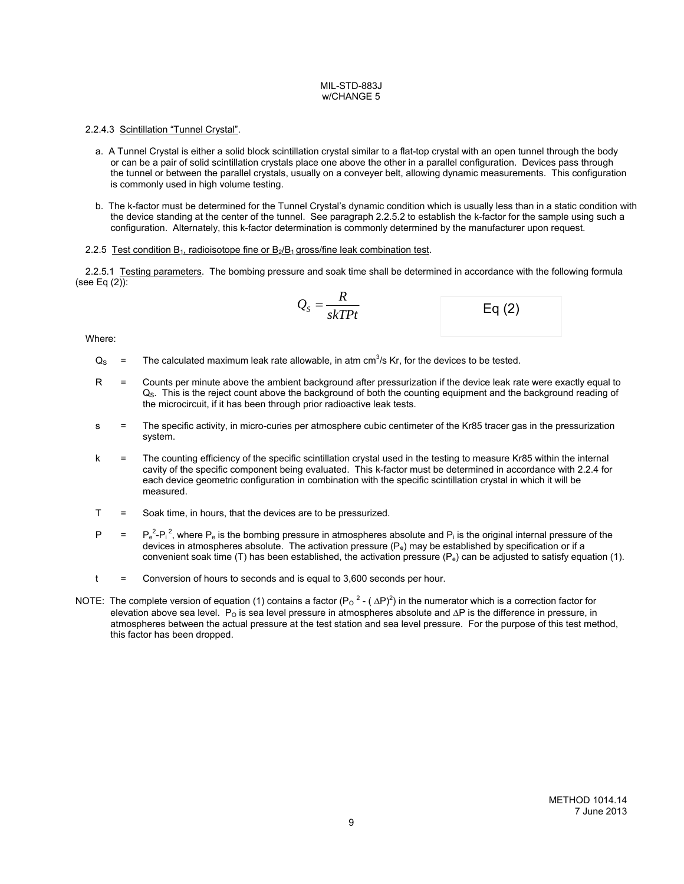2.2.4.3 Scintillation “Tunnel Crystal”.

a. A Tunnel Crystal is either a solid block scintillation crystal similar to a flat-top crystal with an open tunnel through the body or can be a pair of solid scintillation crystals place one above the other in a parallel configuration. Devices pass through the tunnel or between the parallel crystals, usually on a conveyer belt, allowing dynamic measurements. This configuration is commonly used in high volume testing.

b. The k-factor must be determined for the Tunnel Crystal’s dynamic condition which is usually less than in a static condition with the device standing at the center of the tunnel. See paragraph 2.2.5.2 to establish the k-factor for the sample using such a configuration. Alternately, this k-factor determination is commonly determined by the manufacturer upon request.

2.2.5 Test condition $B_1$, radioisotope fine or $B_2/B_1$ gross/fine leak combination test.

2.2.5.1 Testing parameters. The bombing pressure and soak time shall be determined in accordance with the following formula (see Eq (2)):

$$Q_S = \frac{R}{skTPt} \qquad \text{Eq (2)}$$

Where:

- $Q_S$ = The calculated maximum leak rate allowable, in atm $cm^3$/s Kr, for the devices to be tested.
- $R$ = Counts per minute above the ambient background after pressurization if the device leak rate were exactly equal to $Q_S$. This is the reject count above the background of both the counting equipment and the background reading of the microcircuit, if it has been through prior radioactive leak tests.
- $s$ = The specific activity, in micro-curies per atmosphere cubic centimeter of the Kr85 tracer gas in the pressurization system.
- $k$ = The counting efficiency of the specific scintillation crystal used in the testing to measure Kr85 within the internal cavity of the specific component being evaluated. This k-factor must be determined in accordance with 2.2.4 for each device geometric configuration in combination with the specific scintillation crystal in which it will be measured.
- $T$ = Soak time, in hours, that the devices are to be pressurized.
- $P$ = $P_e^2 - P_i^2$, where $P_e$ is the bombing pressure in atmospheres absolute and $P_i$ is the original internal pressure of the devices in atmospheres absolute. The activation pressure ($P_e$) may be established by specification or if a convenient soak time (T) has been established, the activation pressure ($P_e$) can be adjusted to satisfy equation (1).
- $t$ = Conversion of hours to seconds and is equal to 3,600 seconds per hour.

NOTE: The complete version of equation (1) contains a factor ($P_O^2 - (\Delta P)^2$) in the numerator which is a correction factor for elevation above sea level. $P_O$ is sea level pressure in atmospheres absolute and $\Delta P$ is the difference in pressure, in atmospheres between the actual pressure at the test station and sea level pressure. For the purpose of this test method, this factor has been dropped.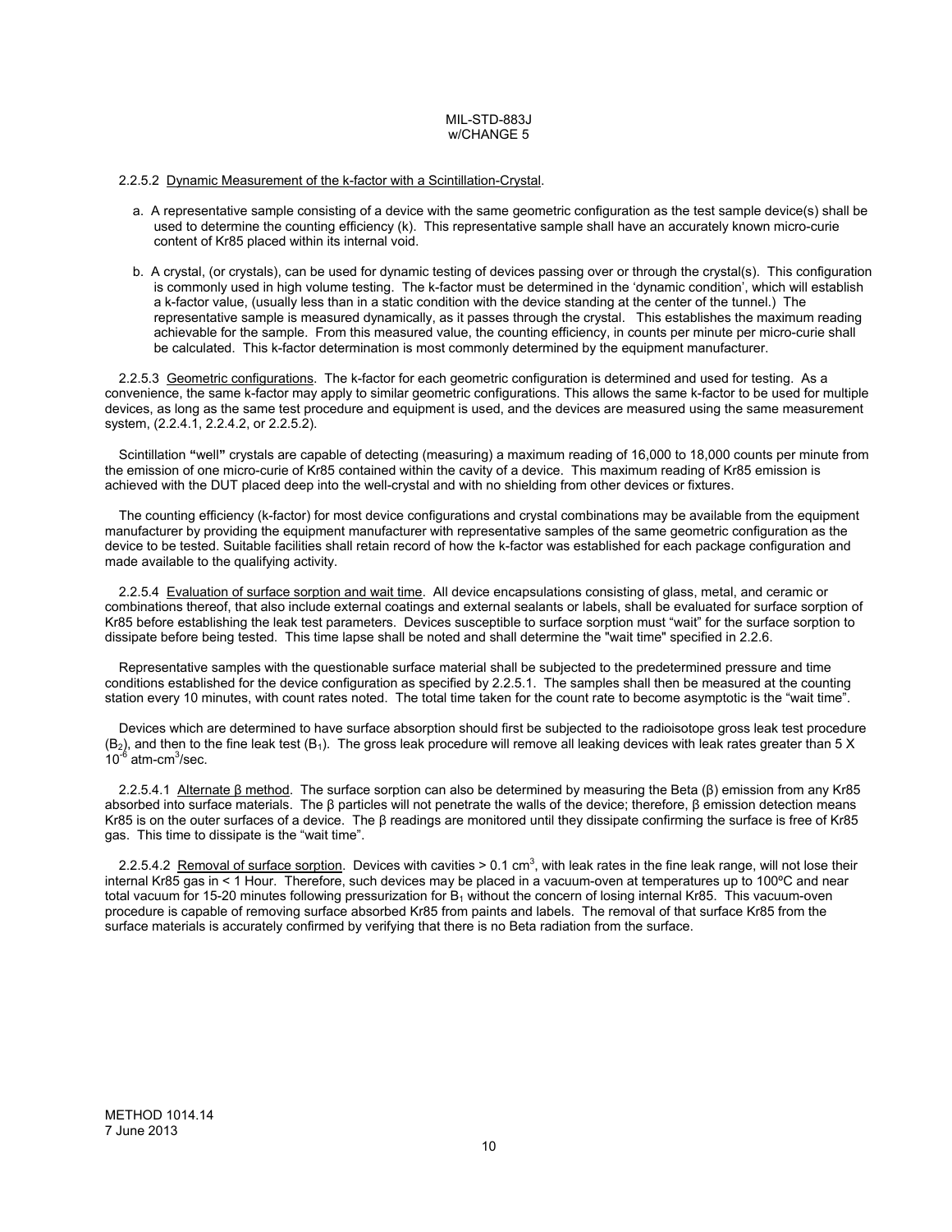2.2.5.2 Dynamic Measurement of the k-factor with a Scintillation-Crystal.

a. A representative sample consisting of a device with the same geometric configuration as the test sample device(s) shall be used to determine the counting efficiency (k). This representative sample shall have an accurately known micro-curie content of Kr85 placed within its internal void.

b. A crystal, (or crystals), can be used for dynamic testing of devices passing over or through the crystal(s). This configuration is commonly used in high volume testing. The k-factor must be determined in the 'dynamic condition', which will establish a k-factor value, (usually less than in a static condition with the device standing at the center of the tunnel.) The representative sample is measured dynamically, as it passes through the crystal. This establishes the maximum reading achievable for the sample. From this measured value, the counting efficiency, in counts per minute per micro-curie shall be calculated. This k-factor determination is most commonly determined by the equipment manufacturer.

2.2.5.3 Geometric configurations. The k-factor for each geometric configuration is determined and used for testing. As a convenience, the same k-factor may apply to similar geometric configurations. This allows the same k-factor to be used for multiple devices, as long as the same test procedure and equipment is used, and the devices are measured using the same measurement system, (2.2.4.1, 2.2.4.2, or 2.2.5.2).

Scintillation **"**well**"** crystals are capable of detecting (measuring) a maximum reading of 16,000 to 18,000 counts per minute from the emission of one micro-curie of Kr85 contained within the cavity of a device. This maximum reading of Kr85 emission is achieved with the DUT placed deep into the well-crystal and with no shielding from other devices or fixtures.

The counting efficiency (k-factor) for most device configurations and crystal combinations may be available from the equipment manufacturer by providing the equipment manufacturer with representative samples of the same geometric configuration as the device to be tested. Suitable facilities shall retain record of how the k-factor was established for each package configuration and made available to the qualifying activity.

2.2.5.4 Evaluation of surface sorption and wait time. All device encapsulations consisting of glass, metal, and ceramic or combinations thereof, that also include external coatings and external sealants or labels, shall be evaluated for surface sorption of Kr85 before establishing the leak test parameters. Devices susceptible to surface sorption must "wait" for the surface sorption to dissipate before being tested. This time lapse shall be noted and shall determine the "wait time" specified in 2.2.6.

Representative samples with the questionable surface material shall be subjected to the predetermined pressure and time conditions established for the device configuration as specified by 2.2.5.1. The samples shall then be measured at the counting station every 10 minutes, with count rates noted. The total time taken for the count rate to become asymptotic is the "wait time".

Devices which are determined to have surface absorption should first be subjected to the radioisotope gross leak test procedure ($B_2$), and then to the fine leak test ($B_1$). The gross leak procedure will remove all leaking devices with leak rates greater than 5 X $10^{-6}$ atm-cm$^3$/sec.

2.2.5.4.1 Alternate β method. The surface sorption can also be determined by measuring the Beta (β) emission from any Kr85 absorbed into surface materials. The β particles will not penetrate the walls of the device; therefore, β emission detection means Kr85 is on the outer surfaces of a device. The β readings are monitored until they dissipate confirming the surface is free of Kr85 gas. This time to dissipate is the "wait time".

2.2.5.4.2 Removal of surface sorption. Devices with cavities > 0.1 cm$^3$, with leak rates in the fine leak range, will not lose their internal Kr85 gas in < 1 Hour. Therefore, such devices may be placed in a vacuum-oven at temperatures up to 100ºC and near total vacuum for 15-20 minutes following pressurization for $B_1$ without the concern of losing internal Kr85. This vacuum-oven procedure is capable of removing surface absorbed Kr85 from paints and labels. The removal of that surface Kr85 from the surface materials is accurately confirmed by verifying that there is no Beta radiation from the surface.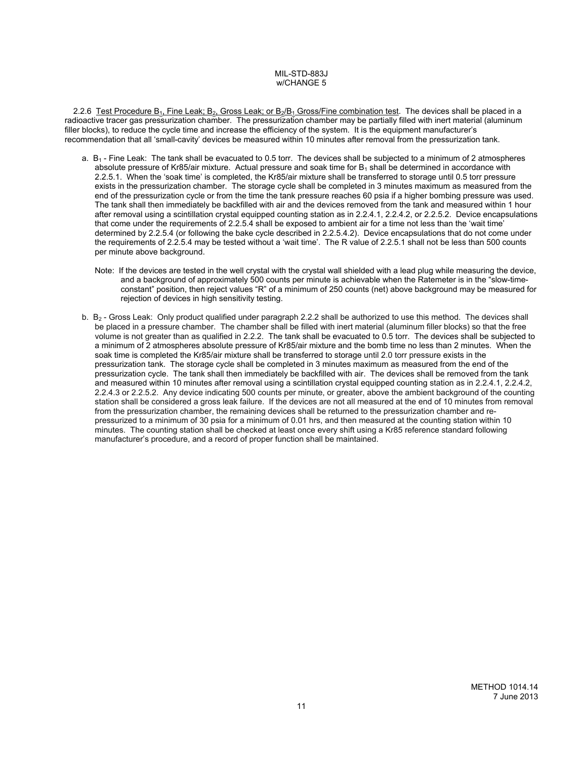2.2.6 Test Procedure $B_1$, Fine Leak; $B_2$, Gross Leak; or $B_2$/$B_1$ Gross/Fine combination test. The devices shall be placed in a radioactive tracer gas pressurization chamber. The pressurization chamber may be partially filled with inert material (aluminum filler blocks), to reduce the cycle time and increase the efficiency of the system. It is the equipment manufacturer's recommendation that all 'small-cavity' devices be measured within 10 minutes after removal from the pressurization tank.

a. $B_1$ - Fine Leak: The tank shall be evacuated to 0.5 torr. The devices shall be subjected to a minimum of 2 atmospheres absolute pressure of Kr85/air mixture. Actual pressure and soak time for $B_1$ shall be determined in accordance with 2.2.5.1. When the 'soak time' is completed, the Kr85/air mixture shall be transferred to storage until 0.5 torr pressure exists in the pressurization chamber. The storage cycle shall be completed in 3 minutes maximum as measured from the end of the pressurization cycle or from the time the tank pressure reaches 60 psia if a higher bombing pressure was used. The tank shall then immediately be backfilled with air and the devices removed from the tank and measured within 1 hour after removal using a scintillation crystal equipped counting station as in 2.2.4.1, 2.2.4.2, or 2.2.5.2. Device encapsulations that come under the requirements of 2.2.5.4 shall be exposed to ambient air for a time not less than the 'wait time' determined by 2.2.5.4 (or following the bake cycle described in 2.2.5.4.2). Device encapsulations that do not come under the requirements of 2.2.5.4 may be tested without a 'wait time'. The R value of 2.2.5.1 shall not be less than 500 counts per minute above background.

   Note: If the devices are tested in the well crystal with the crystal wall shielded with a lead plug while measuring the device, and a background of approximately 500 counts per minute is achievable when the Ratemeter is in the "slow-time-constant" position, then reject values "R" of a minimum of 250 counts (net) above background may be measured for rejection of devices in high sensitivity testing.

b. $B_2$ - Gross Leak: Only product qualified under paragraph 2.2.2 shall be authorized to use this method. The devices shall be placed in a pressure chamber. The chamber shall be filled with inert material (aluminum filler blocks) so that the free volume is not greater than as qualified in 2.2.2. The tank shall be evacuated to 0.5 torr. The devices shall be subjected to a minimum of 2 atmospheres absolute pressure of Kr85/air mixture and the bomb time no less than 2 minutes. When the soak time is completed the Kr85/air mixture shall be transferred to storage until 2.0 torr pressure exists in the pressurization tank. The storage cycle shall be completed in 3 minutes maximum as measured from the end of the pressurization cycle. The tank shall then immediately be backfilled with air. The devices shall be removed from the tank and measured within 10 minutes after removal using a scintillation crystal equipped counting station as in 2.2.4.1, 2.2.4.2, 2.2.4.3 or 2.2.5.2. Any device indicating 500 counts per minute, or greater, above the ambient background of the counting station shall be considered a gross leak failure. If the devices are not all measured at the end of 10 minutes from removal from the pressurization chamber, the remaining devices shall be returned to the pressurization chamber and re-pressurized to a minimum of 30 psia for a minimum of 0.01 hrs, and then measured at the counting station within 10 minutes. The counting station shall be checked at least once every shift using a Kr85 reference standard following manufacturer's procedure, and a record of proper function shall be maintained.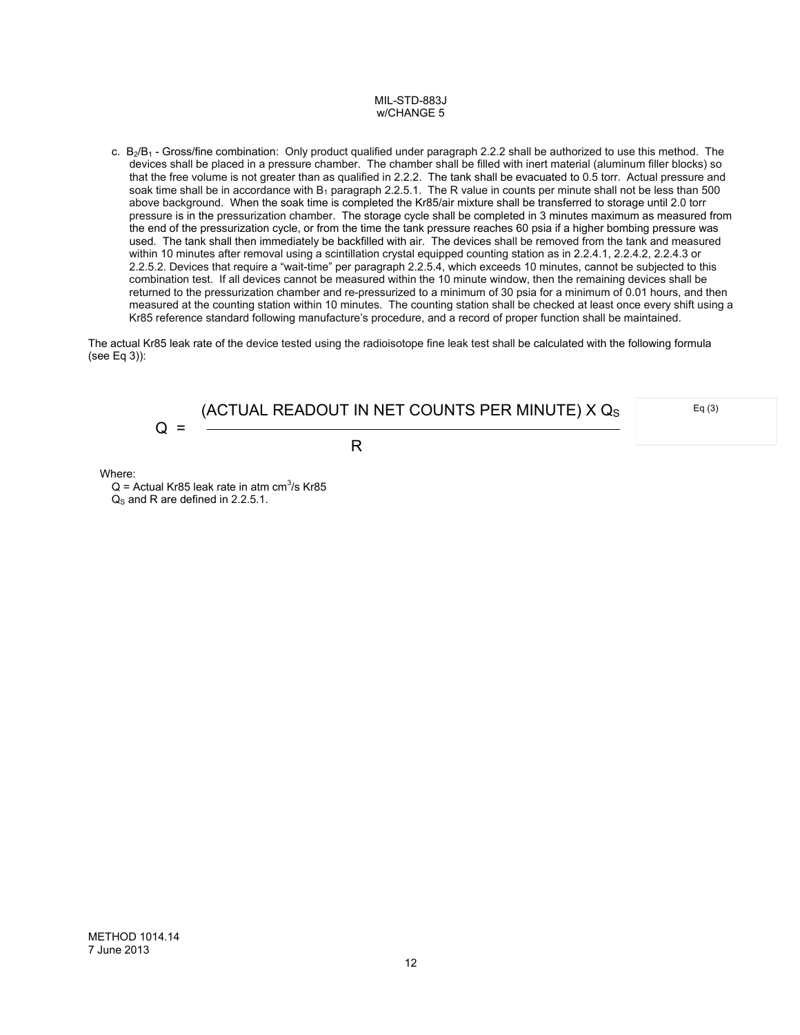c. $B_2/B_1$ - Gross/fine combination: Only product qualified under paragraph 2.2.2 shall be authorized to use this method. The devices shall be placed in a pressure chamber. The chamber shall be filled with inert material (aluminum filler blocks) so that the free volume is not greater than as qualified in 2.2.2. The tank shall be evacuated to 0.5 torr. Actual pressure and soak time shall be in accordance with $B_1$ paragraph 2.2.5.1. The R value in counts per minute shall not be less than 500 above background. When the soak time is completed the Kr85/air mixture shall be transferred to storage until 2.0 torr pressure is in the pressurization chamber. The storage cycle shall be completed in 3 minutes maximum as measured from the end of the pressurization cycle, or from the time the tank pressure reaches 60 psia if a higher bombing pressure was used. The tank shall then immediately be backfilled with air. The devices shall be removed from the tank and measured within 10 minutes after removal using a scintillation crystal equipped counting station as in 2.2.4.1, 2.2.4.2, 2.2.4.3 or 2.2.5.2. Devices that require a "wait-time" per paragraph 2.2.5.4, which exceeds 10 minutes, cannot be subjected to this combination test. If all devices cannot be measured within the 10 minute window, then the remaining devices shall be returned to the pressurization chamber and re-pressurized to a minimum of 30 psia for a minimum of 0.01 hours, and then measured at the counting station within 10 minutes. The counting station shall be checked at least once every shift using a Kr85 reference standard following manufacture's procedure, and a record of proper function shall be maintained.

The actual Kr85 leak rate of the device tested using the radioisotope fine leak test shall be calculated with the following formula (see Eq 3)):

$$Q = \frac{\text{(ACTUAL READOUT IN NET COUNTS PER MINUTE)} \times Q_S}{R} \qquad \text{Eq (3)}$$

Where:

$Q$ = Actual Kr85 leak rate in atm $cm^3$/s Kr85

$Q_S$ and $R$ are defined in 2.2.5.1.

METHOD 1014.14
7 June 2013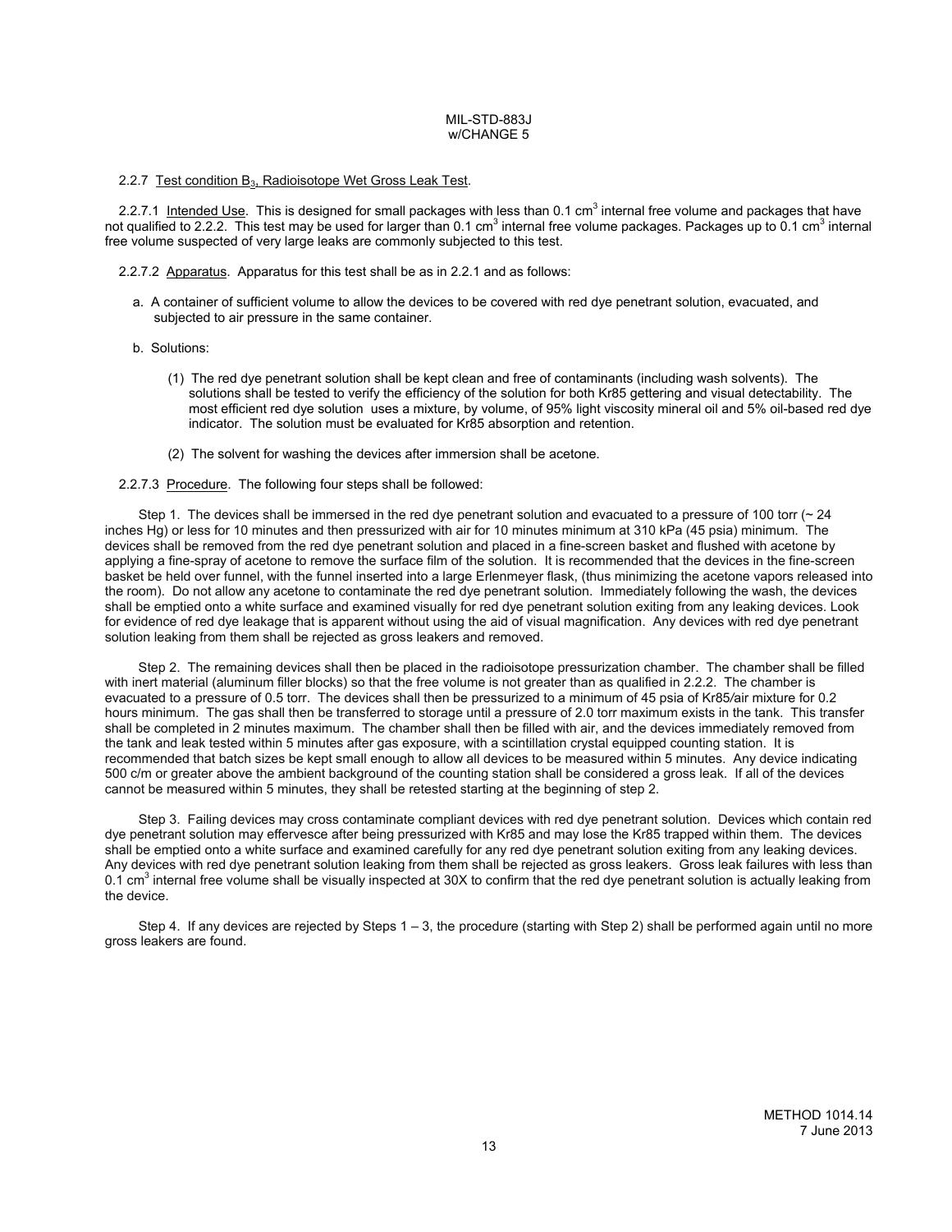2.2.7 Test condition $B_3$, Radioisotope Wet Gross Leak Test.

2.2.7.1 Intended Use. This is designed for small packages with less than 0.1 $cm^3$ internal free volume and packages that have not qualified to 2.2.2. This test may be used for larger than 0.1 $cm^3$ internal free volume packages. Packages up to 0.1 $cm^3$ internal free volume suspected of very large leaks are commonly subjected to this test.

2.2.7.2 Apparatus. Apparatus for this test shall be as in 2.2.1 and as follows:

a. A container of sufficient volume to allow the devices to be covered with red dye penetrant solution, evacuated, and subjected to air pressure in the same container.

b. Solutions:

(1) The red dye penetrant solution shall be kept clean and free of contaminants (including wash solvents). The solutions shall be tested to verify the efficiency of the solution for both Kr85 gettering and visual detectability. The most efficient red dye solution uses a mixture, by volume, of 95% light viscosity mineral oil and 5% oil-based red dye indicator. The solution must be evaluated for Kr85 absorption and retention.

(2) The solvent for washing the devices after immersion shall be acetone.

2.2.7.3 Procedure. The following four steps shall be followed:

Step 1. The devices shall be immersed in the red dye penetrant solution and evacuated to a pressure of 100 torr (~ 24 inches Hg) or less for 10 minutes and then pressurized with air for 10 minutes minimum at 310 kPa (45 psia) minimum. The devices shall be removed from the red dye penetrant solution and placed in a fine-screen basket and flushed with acetone by applying a fine-spray of acetone to remove the surface film of the solution. It is recommended that the devices in the fine-screen basket be held over funnel, with the funnel inserted into a large Erlenmeyer flask, (thus minimizing the acetone vapors released into the room). Do not allow any acetone to contaminate the red dye penetrant solution. Immediately following the wash, the devices shall be emptied onto a white surface and examined visually for red dye penetrant solution exiting from any leaking devices. Look for evidence of red dye leakage that is apparent without using the aid of visual magnification. Any devices with red dye penetrant solution leaking from them shall be rejected as gross leakers and removed.

Step 2. The remaining devices shall then be placed in the radioisotope pressurization chamber. The chamber shall be filled with inert material (aluminum filler blocks) so that the free volume is not greater than as qualified in 2.2.2. The chamber is evacuated to a pressure of 0.5 torr. The devices shall then be pressurized to a minimum of 45 psia of Kr85/air mixture for 0.2 hours minimum. The gas shall then be transferred to storage until a pressure of 2.0 torr maximum exists in the tank. This transfer shall be completed in 2 minutes maximum. The chamber shall then be filled with air, and the devices immediately removed from the tank and leak tested within 5 minutes after gas exposure, with a scintillation crystal equipped counting station. It is recommended that batch sizes be kept small enough to allow all devices to be measured within 5 minutes. Any device indicating 500 c/m or greater above the ambient background of the counting station shall be considered a gross leak. If all of the devices cannot be measured within 5 minutes, they shall be retested starting at the beginning of step 2.

Step 3. Failing devices may cross contaminate compliant devices with red dye penetrant solution. Devices which contain red dye penetrant solution may effervesce after being pressurized with Kr85 and may lose the Kr85 trapped within them. The devices shall be emptied onto a white surface and examined carefully for any red dye penetrant solution exiting from any leaking devices. Any devices with red dye penetrant solution leaking from them shall be rejected as gross leakers. Gross leak failures with less than 0.1 $cm^3$ internal free volume shall be visually inspected at 30X to confirm that the red dye penetrant solution is actually leaking from the device.

Step 4. If any devices are rejected by Steps 1 – 3, the procedure (starting with Step 2) shall be performed again until no more gross leakers are found.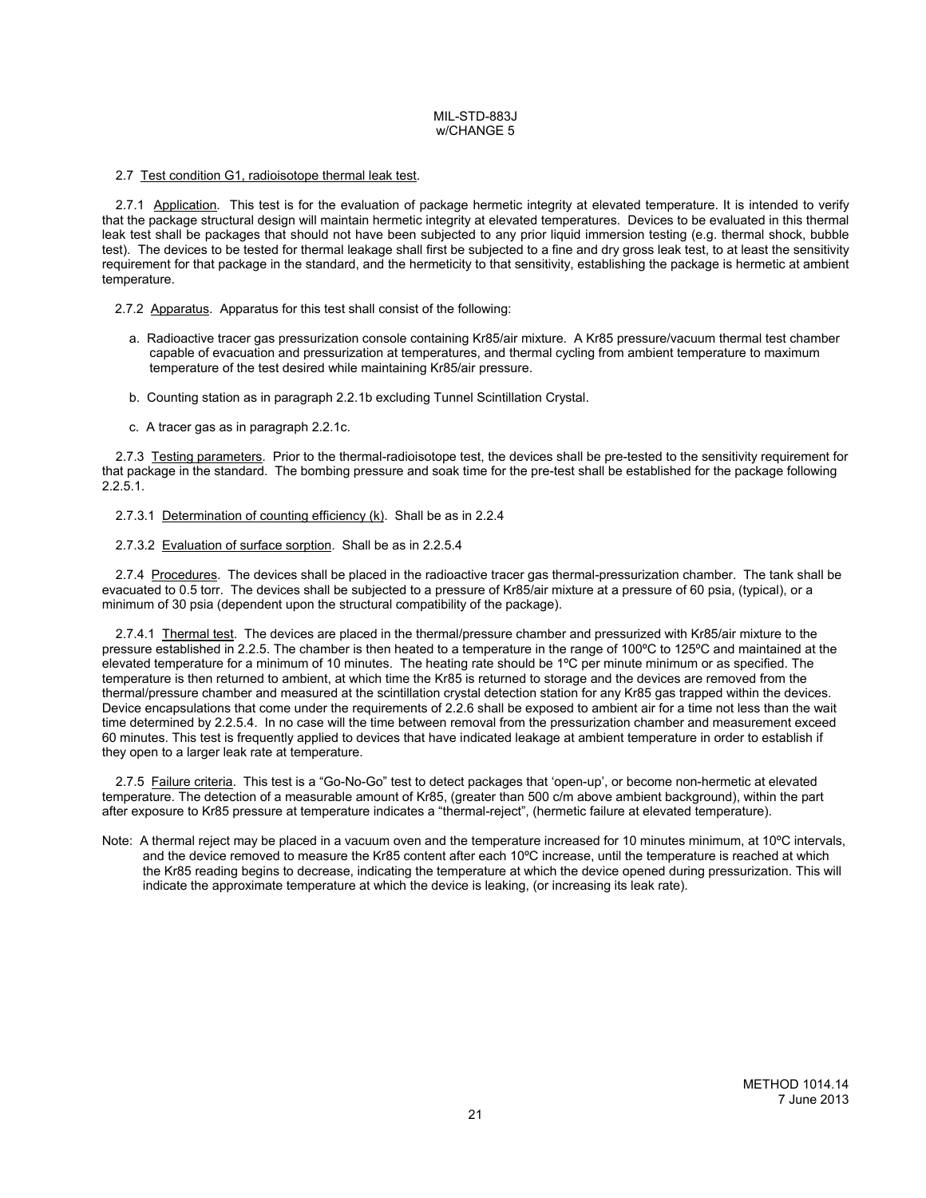2.7 Test condition G1, radioisotope thermal leak test.

2.7.1 Application. This test is for the evaluation of package hermetic integrity at elevated temperature. It is intended to verify that the package structural design will maintain hermetic integrity at elevated temperatures. Devices to be evaluated in this thermal leak test shall be packages that should not have been subjected to any prior liquid immersion testing (e.g. thermal shock, bubble test). The devices to be tested for thermal leakage shall first be subjected to a fine and dry gross leak test, to at least the sensitivity requirement for that package in the standard, and the hermeticity to that sensitivity, establishing the package is hermetic at ambient temperature.

2.7.2 Apparatus. Apparatus for this test shall consist of the following:

a. Radioactive tracer gas pressurization console containing Kr85/air mixture. A Kr85 pressure/vacuum thermal test chamber capable of evacuation and pressurization at temperatures, and thermal cycling from ambient temperature to maximum temperature of the test desired while maintaining Kr85/air pressure.

b. Counting station as in paragraph 2.2.1b excluding Tunnel Scintillation Crystal.

c. A tracer gas as in paragraph 2.2.1c.

2.7.3 Testing parameters. Prior to the thermal-radioisotope test, the devices shall be pre-tested to the sensitivity requirement for that package in the standard. The bombing pressure and soak time for the pre-test shall be established for the package following 2.2.5.1.

2.7.3.1 Determination of counting efficiency (k). Shall be as in 2.2.4

2.7.3.2 Evaluation of surface sorption. Shall be as in 2.2.5.4

2.7.4 Procedures. The devices shall be placed in the radioactive tracer gas thermal-pressurization chamber. The tank shall be evacuated to 0.5 torr. The devices shall be subjected to a pressure of Kr85/air mixture at a pressure of 60 psia, (typical), or a minimum of 30 psia (dependent upon the structural compatibility of the package).

2.7.4.1 Thermal test. The devices are placed in the thermal/pressure chamber and pressurized with Kr85/air mixture to the pressure established in 2.2.5. The chamber is then heated to a temperature in the range of 100ºC to 125ºC and maintained at the elevated temperature for a minimum of 10 minutes. The heating rate should be 1ºC per minute minimum or as specified. The temperature is then returned to ambient, at which time the Kr85 is returned to storage and the devices are removed from the thermal/pressure chamber and measured at the scintillation crystal detection station for any Kr85 gas trapped within the devices. Device encapsulations that come under the requirements of 2.2.6 shall be exposed to ambient air for a time not less than the wait time determined by 2.2.5.4. In no case will the time between removal from the pressurization chamber and measurement exceed 60 minutes. This test is frequently applied to devices that have indicated leakage at ambient temperature in order to establish if they open to a larger leak rate at temperature.

2.7.5 Failure criteria. This test is a "Go-No-Go" test to detect packages that 'open-up', or become non-hermetic at elevated temperature. The detection of a measurable amount of Kr85, (greater than 500 c/m above ambient background), within the part after exposure to Kr85 pressure at temperature indicates a "thermal-reject", (hermetic failure at elevated temperature).

Note: A thermal reject may be placed in a vacuum oven and the temperature increased for 10 minutes minimum, at 10ºC intervals, and the device removed to measure the Kr85 content after each 10ºC increase, until the temperature is reached at which the Kr85 reading begins to decrease, indicating the temperature at which the device opened during pressurization. This will indicate the approximate temperature at which the device is leaking, (or increasing its leak rate).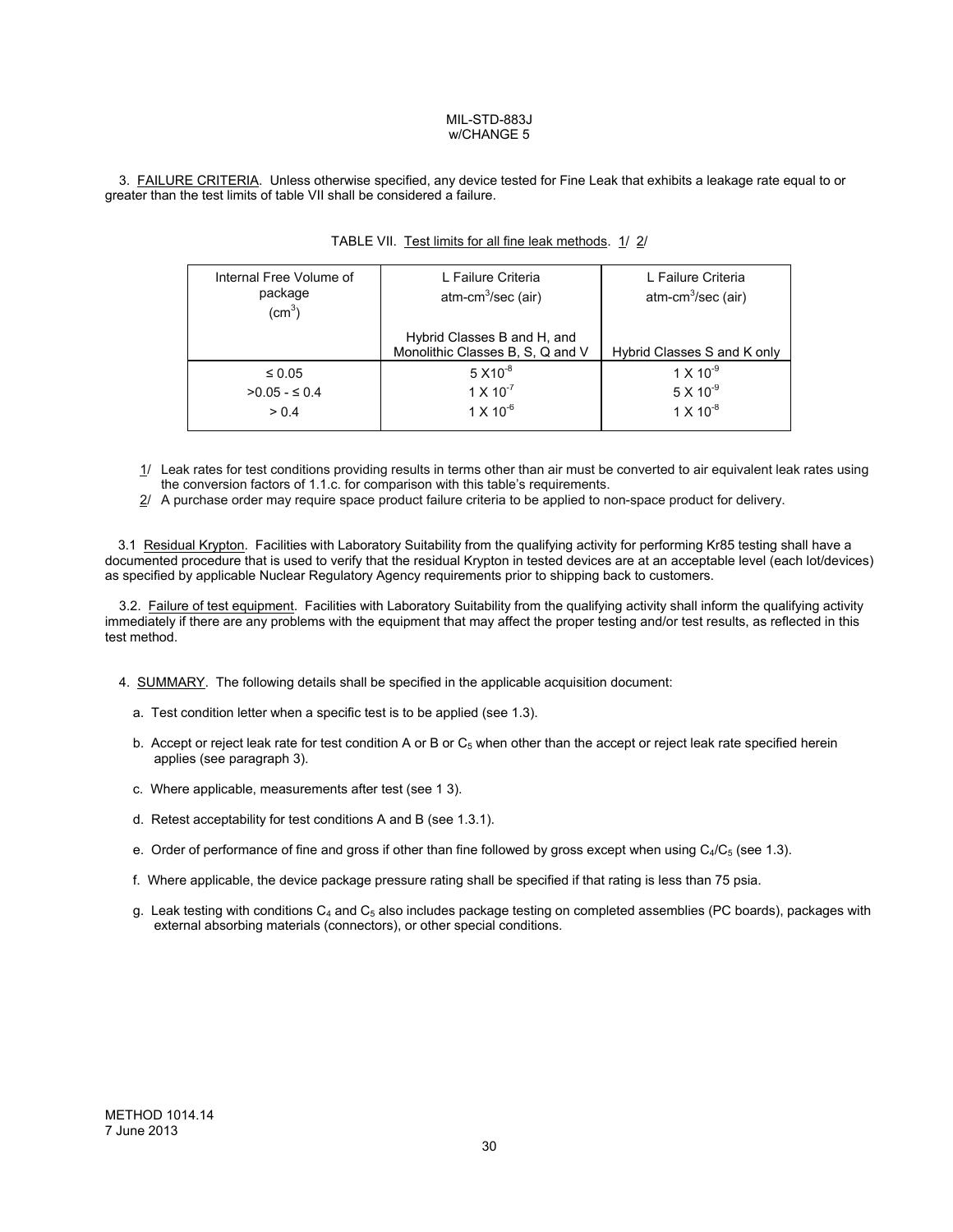3. FAILURE CRITERIA. Unless otherwise specified, any device tested for Fine Leak that exhibits a leakage rate equal to or greater than the test limits of table VII shall be considered a failure.

TABLE VII. Test limits for all fine leak methods. 1/ 2/

| Internal Free Volume of package ($cm^3$) | L Failure Criteria atm-$cm^3$/sec (air) | L Failure Criteria atm-$cm^3$/sec (air) |
|---|---|---|
| | Hybrid Classes B and H, and Monolithic Classes B, S, Q and V | Hybrid Classes S and K only |
| ≤ 0.05 | $5 \times 10^{-8}$ | $1 \times 10^{-9}$ |
| >0.05 - ≤ 0.4 | $1 \times 10^{-7}$ | $5 \times 10^{-9}$ |
| > 0.4 | $1 \times 10^{-6}$ | $1 \times 10^{-8}$ |

1/ Leak rates for test conditions providing results in terms other than air must be converted to air equivalent leak rates using the conversion factors of 1.1.c. for comparison with this table's requirements.

2/ A purchase order may require space product failure criteria to be applied to non-space product for delivery.

3.1 Residual Krypton. Facilities with Laboratory Suitability from the qualifying activity for performing Kr85 testing shall have a documented procedure that is used to verify that the residual Krypton in tested devices are at an acceptable level (each lot/devices) as specified by applicable Nuclear Regulatory Agency requirements prior to shipping back to customers.

3.2. Failure of test equipment. Facilities with Laboratory Suitability from the qualifying activity shall inform the qualifying activity immediately if there are any problems with the equipment that may affect the proper testing and/or test results, as reflected in this test method.

4. SUMMARY. The following details shall be specified in the applicable acquisition document:

a. Test condition letter when a specific test is to be applied (see 1.3).

b. Accept or reject leak rate for test condition A or B or $C_5$ when other than the accept or reject leak rate specified herein applies (see paragraph 3).

c. Where applicable, measurements after test (see 1 3).

d. Retest acceptability for test conditions A and B (see 1.3.1).

e. Order of performance of fine and gross if other than fine followed by gross except when using $C_4$/$C_5$ (see 1.3).

f. Where applicable, the device package pressure rating shall be specified if that rating is less than 75 psia.

g. Leak testing with conditions $C_4$ and $C_5$ also includes package testing on completed assemblies (PC boards), packages with external absorbing materials (connectors), or other special conditions.